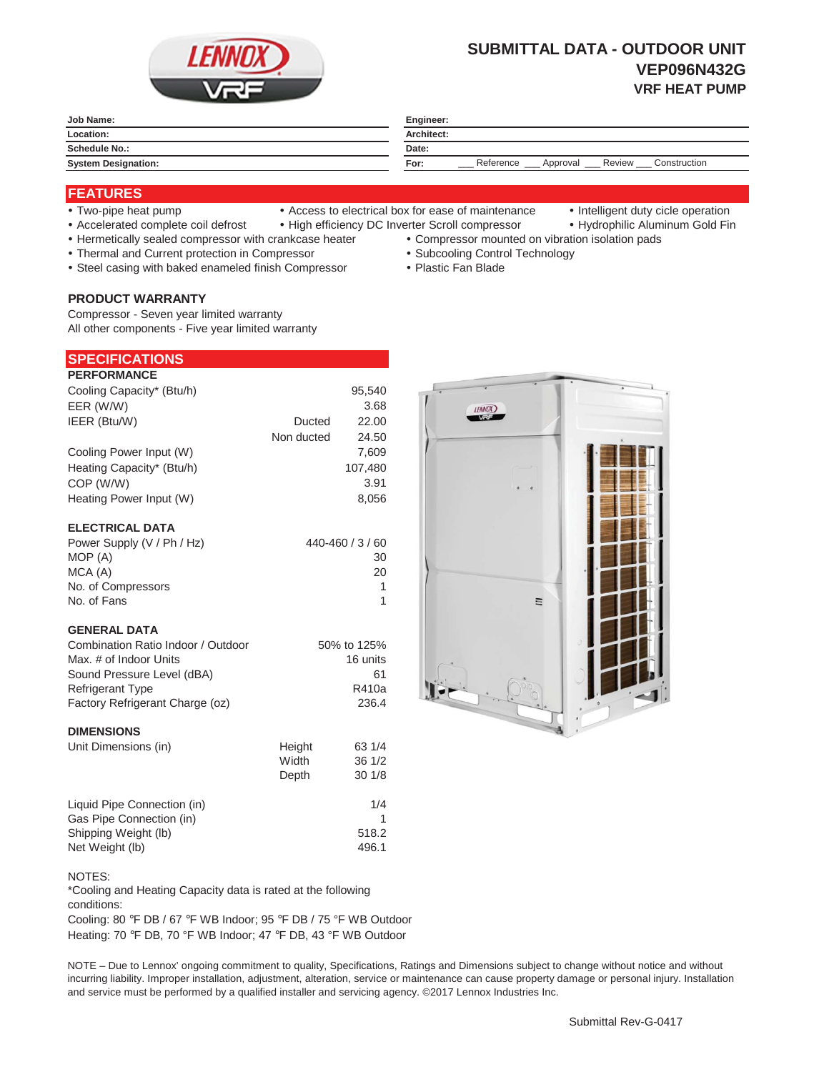# SUBMITTAL DATA - OUTDOOR UNIT
## VEP096N432G
### VRF HEAT PUMP

| Job Name: | | Engineer: | |
|---|---|---|---|
| Location: | | Architect: | |
| Schedule No.: | | Date: | |
| System Designation: | | For: | ___ Reference ___ Approval ___ Review ___ Construction |

## FEATURES

- Two-pipe heat pump
- Accelerated complete coil defrost
- Hermetically sealed compressor with crankcase heater
- Thermal and Current protection in Compressor
- Steel casing with baked enameled finish Compressor
- Access to electrical box for ease of maintenance
- High efficiency DC Inverter Scroll compressor
- Compressor mounted on vibration isolation pads
- Subcooling Control Technology
- Plastic Fan Blade
- Intelligent duty cicle operation
- Hydrophilic Aluminum Gold Fin

### PRODUCT WARRANTY

Compressor - Seven year limited warranty
All other components - Five year limited warranty

## SPECIFICATIONS

### PERFORMANCE

| | | |
|---|---|---|
| Cooling Capacity* (Btu/h) | | 95,540 |
| EER (W/W) | | 3.68 |
| IEER (Btu/W) | Ducted | 22.00 |
| | Non ducted | 24.50 |
| Cooling Power Input (W) | | 7,609 |
| Heating Capacity* (Btu/h) | | 107,480 |
| COP (W/W) | | 3.91 |
| Heating Power Input (W) | | 8,056 |

### ELECTRICAL DATA

| | |
|---|---|
| Power Supply (V / Ph / Hz) | 440-460 / 3 / 60 |
| MOP (A) | 30 |
| MCA (A) | 20 |
| No. of Compressors | 1 |
| No. of Fans | 1 |

### GENERAL DATA

| | |
|---|---|
| Combination Ratio Indoor / Outdoor | 50% to 125% |
| Max. # of Indoor Units | 16 units |
| Sound Pressure Level (dBA) | 61 |
| Refrigerant Type | R410a |
| Factory Refrigerant Charge (oz) | 236.4 |

### DIMENSIONS

| | | |
|---|---|---|
| Unit Dimensions (in) | Height | 63 1/4 |
| | Width | 36 1/2 |
| | Depth | 30 1/8 |
| Liquid Pipe Connection (in) | | 1/4 |
| Gas Pipe Connection (in) | | 1 |
| Shipping Weight (lb) | | 518.2 |
| Net Weight (lb) | | 496.1 |

NOTES:
*Cooling and Heating Capacity data is rated at the following conditions:
Cooling: 80 °F DB / 67 °F WB Indoor; 95 °F DB / 75 °F WB Outdoor
Heating: 70 °F DB, 70 °F WB Indoor; 47 °F DB, 43 °F WB Outdoor

NOTE – Due to Lennox' ongoing commitment to quality, Specifications, Ratings and Dimensions subject to change without notice and without incurring liability. Improper installation, adjustment, alteration, service or maintenance can cause property damage or personal injury. Installation and service must be performed by a qualified installer and servicing agency. ©2017 Lennox Industries Inc.

Submittal Rev-G-0417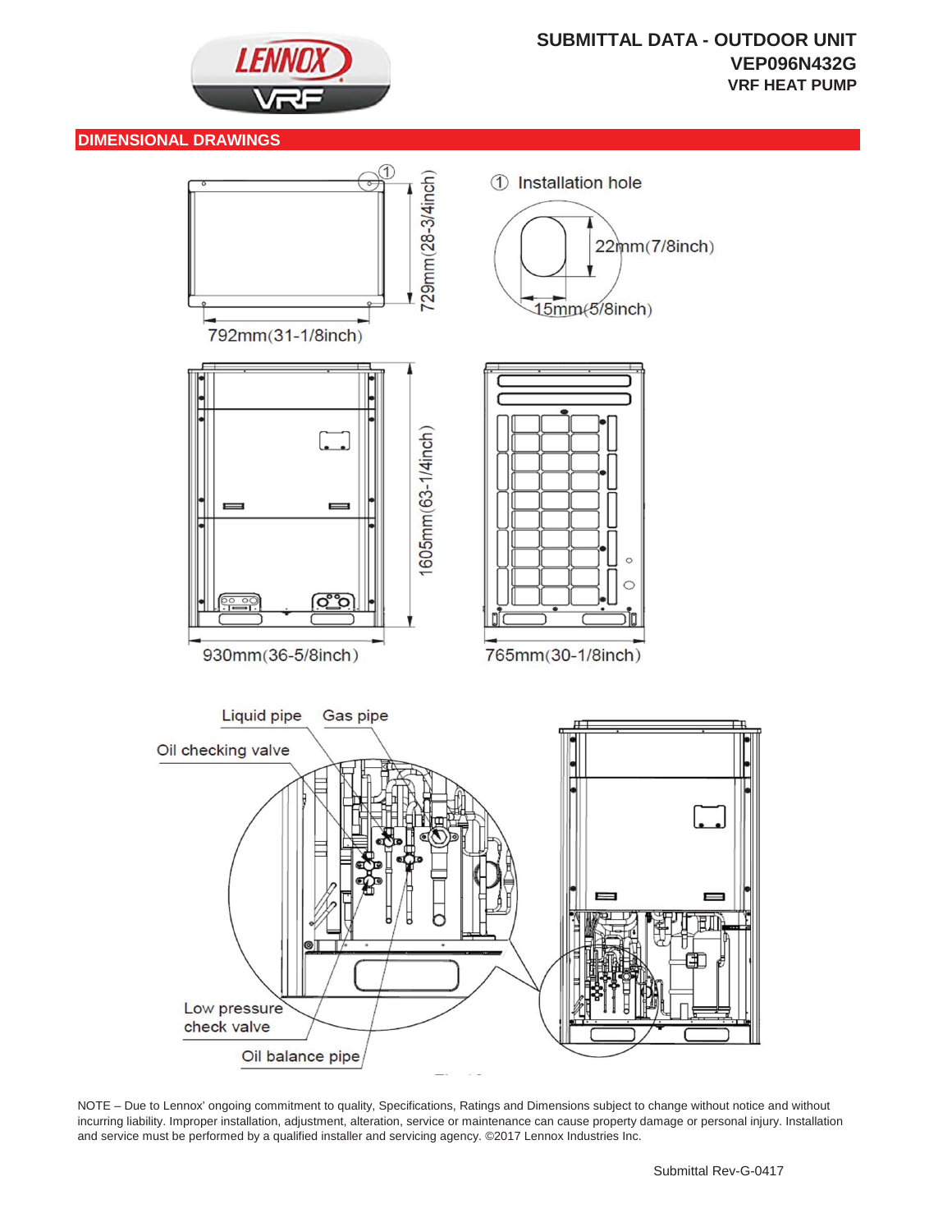# SUBMITTAL DATA - OUTDOOR UNIT

## VEP096N432G

### VRF HEAT PUMP

## DIMENSIONAL DRAWINGS

729mm(28-3/4inch)

792mm(31-1/8inch)

① Installation hole

22mm(7/8inch)

15mm(5/8inch)

1605mm(63-1/4inch)

930mm(36-5/8inch)

765mm(30-1/8inch)

Liquid pipe

Gas pipe

Oil checking valve

Low pressure check valve

Oil balance pipe

NOTE – Due to Lennox' ongoing commitment to quality, Specifications, Ratings and Dimensions subject to change without notice and without incurring liability. Improper installation, adjustment, alteration, service or maintenance can cause property damage or personal injury. Installation and service must be performed by a qualified installer and servicing agency. ©2017 Lennox Industries Inc.

Submittal Rev-G-0417